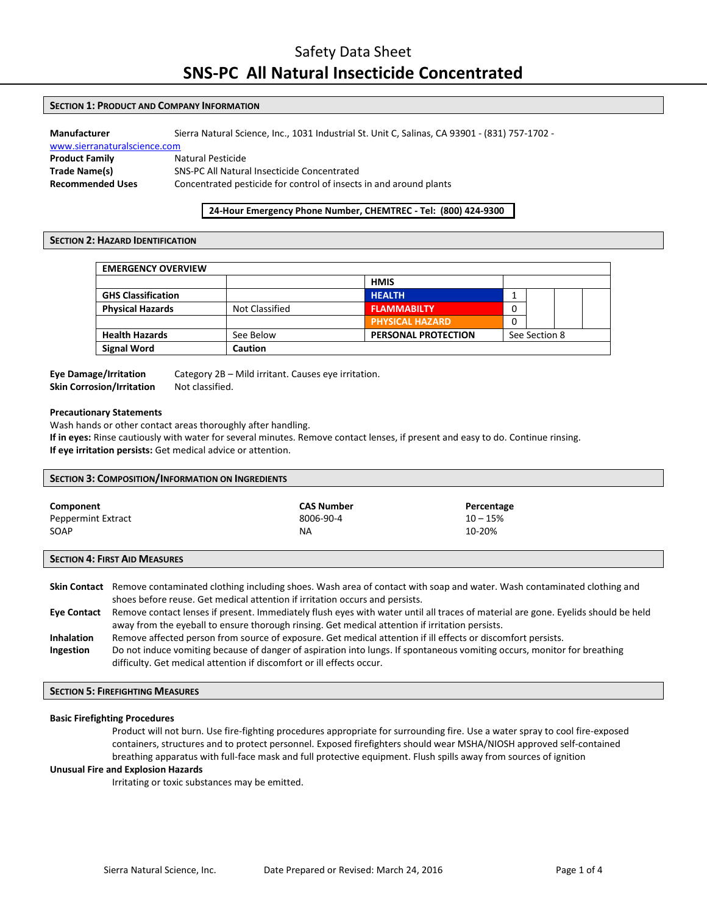# Safety Data Sheet

# SNS-PC All Natural Insecticide Concentrated

## SECTION 1: PRODUCT AND COMPANY INFORMATION

**Manufacturer** Sierra Natural Science, Inc., 1031 Industrial St. Unit C, Salinas, CA 93901 - (831) 757-1702 - www.sierranaturalscience.com

**Product Family** Natural Pesticide

**Trade Name(s)** SNS-PC All Natural Insecticide Concentrated

**Recommended Uses** Concentrated pesticide for control of insects in and around plants

**24-Hour Emergency Phone Number, CHEMTREC - Tel: (800) 424-9300**

## SECTION 2: HAZARD IDENTIFICATION

| EMERGENCY OVERVIEW | | | | | | |
|---|---|---|---|---|---|---|
| | | HMIS | | | | |
| GHS Classification | | HEALTH | 1 | | | |
| Physical Hazards | Not Classified | FLAMMABILTY | 0 | | | |
| | | PHYSICAL HAZARD | 0 | | | |
| Health Hazards | See Below | PERSONAL PROTECTION | See Section 8 | | | |
| Signal Word | **Caution** | | | | | |

**Eye Damage/Irritation** Category 2B – Mild irritant. Causes eye irritation.

**Skin Corrosion/Irritation** Not classified.

**Precautionary Statements**

Wash hands or other contact areas thoroughly after handling.

**If in eyes:** Rinse cautiously with water for several minutes. Remove contact lenses, if present and easy to do. Continue rinsing.

**If eye irritation persists:** Get medical advice or attention.

## SECTION 3: COMPOSITION/INFORMATION ON INGREDIENTS

| Component | CAS Number | Percentage |
|---|---|---|
| Peppermint Extract | 8006-90-4 | 10 – 15% |
| SOAP | NA | 10-20% |

## SECTION 4: FIRST AID MEASURES

**Skin Contact** Remove contaminated clothing including shoes. Wash area of contact with soap and water. Wash contaminated clothing and shoes before reuse. Get medical attention if irritation occurs and persists.

**Eye Contact** Remove contact lenses if present. Immediately flush eyes with water until all traces of material are gone. Eyelids should be held away from the eyeball to ensure thorough rinsing. Get medical attention if irritation persists.

**Inhalation** Remove affected person from source of exposure. Get medical attention if ill effects or discomfort persists.

**Ingestion** Do not induce vomiting because of danger of aspiration into lungs. If spontaneous vomiting occurs, monitor for breathing difficulty. Get medical attention if discomfort or ill effects occur.

## SECTION 5: FIREFIGHTING MEASURES

**Basic Firefighting Procedures**

Product will not burn. Use fire-fighting procedures appropriate for surrounding fire. Use a water spray to cool fire-exposed containers, structures and to protect personnel. Exposed firefighters should wear MSHA/NIOSH approved self-contained breathing apparatus with full-face mask and full protective equipment. Flush spills away from sources of ignition

**Unusual Fire and Explosion Hazards**

Irritating or toxic substances may be emitted.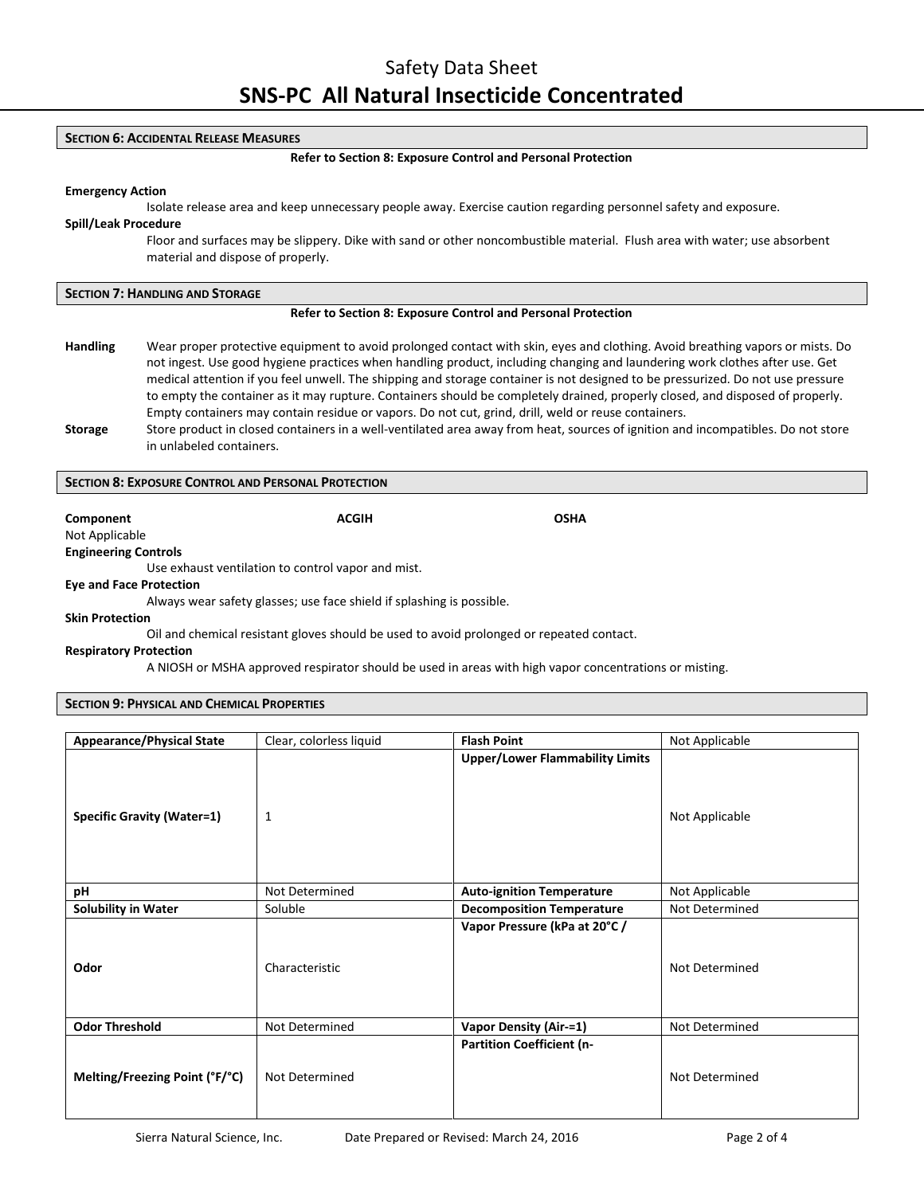## SECTION 6: ACCIDENTAL RELEASE MEASURES

**Refer to Section 8: Exposure Control and Personal Protection**

**Emergency Action**

Isolate release area and keep unnecessary people away. Exercise caution regarding personnel safety and exposure.

**Spill/Leak Procedure**

Floor and surfaces may be slippery. Dike with sand or other noncombustible material. Flush area with water; use absorbent material and dispose of properly.

## SECTION 7: HANDLING AND STORAGE

**Refer to Section 8: Exposure Control and Personal Protection**

**Handling** Wear proper protective equipment to avoid prolonged contact with skin, eyes and clothing. Avoid breathing vapors or mists. Do not ingest. Use good hygiene practices when handling product, including changing and laundering work clothes after use. Get medical attention if you feel unwell. The shipping and storage container is not designed to be pressurized. Do not use pressure to empty the container as it may rupture. Containers should be completely drained, properly closed, and disposed of properly. Empty containers may contain residue or vapors. Do not cut, grind, drill, weld or reuse containers.

**Storage** Store product in closed containers in a well-ventilated area away from heat, sources of ignition and incompatibles. Do not store in unlabeled containers.

## SECTION 8: EXPOSURE CONTROL AND PERSONAL PROTECTION

| Component | ACGIH | OSHA |
| --- | --- | --- |
| Not Applicable | | |

**Engineering Controls**

Use exhaust ventilation to control vapor and mist.

**Eye and Face Protection**

Always wear safety glasses; use face shield if splashing is possible.

**Skin Protection**

Oil and chemical resistant gloves should be used to avoid prolonged or repeated contact.

**Respiratory Protection**

A NIOSH or MSHA approved respirator should be used in areas with high vapor concentrations or misting.

## SECTION 9: PHYSICAL AND CHEMICAL PROPERTIES

| | | | |
| --- | --- | --- | --- |
| **Appearance/Physical State** | Clear, colorless liquid | **Flash Point** | Not Applicable |
| **Specific Gravity (Water=1)** | 1 | **Upper/Lower Flammability Limits** | Not Applicable |
| **pH** | Not Determined | **Auto-ignition Temperature** | Not Applicable |
| **Solubility in Water** | Soluble | **Decomposition Temperature** | Not Determined |
| **Odor** | Characteristic | **Vapor Pressure (kPa at 20°C /** | Not Determined |
| **Odor Threshold** | Not Determined | **Vapor Density (Air-=1)** | Not Determined |
| **Melting/Freezing Point (°F/°C)** | Not Determined | **Partition Coefficient (n-** | Not Determined |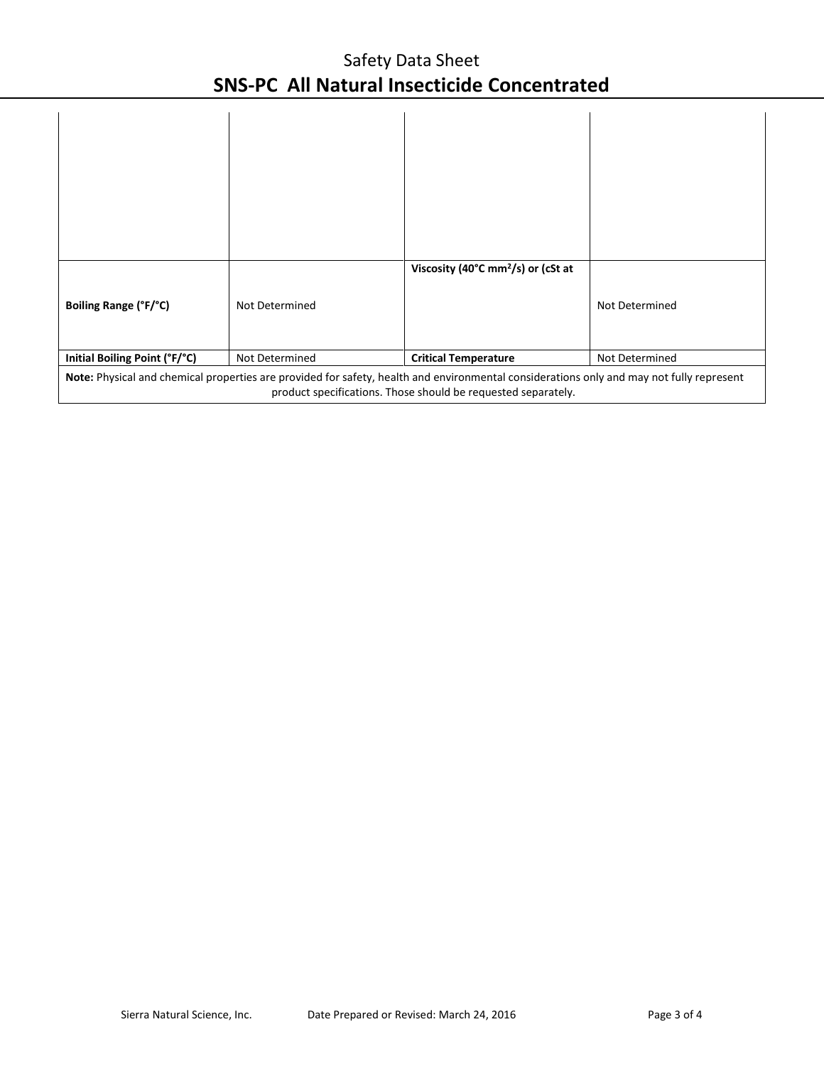| | | | |
|---|---|---|---|
| | | | |
| **Boiling Range (°F/°C)** | Not Determined | **Viscosity (40°C mm$^2$/s) or (cSt at** | Not Determined |
| **Initial Boiling Point (°F/°C)** | Not Determined | **Critical Temperature** | Not Determined |
| **Note:** Physical and chemical properties are provided for safety, health and environmental considerations only and may not fully represent product specifications. Those should be requested separately. | | | |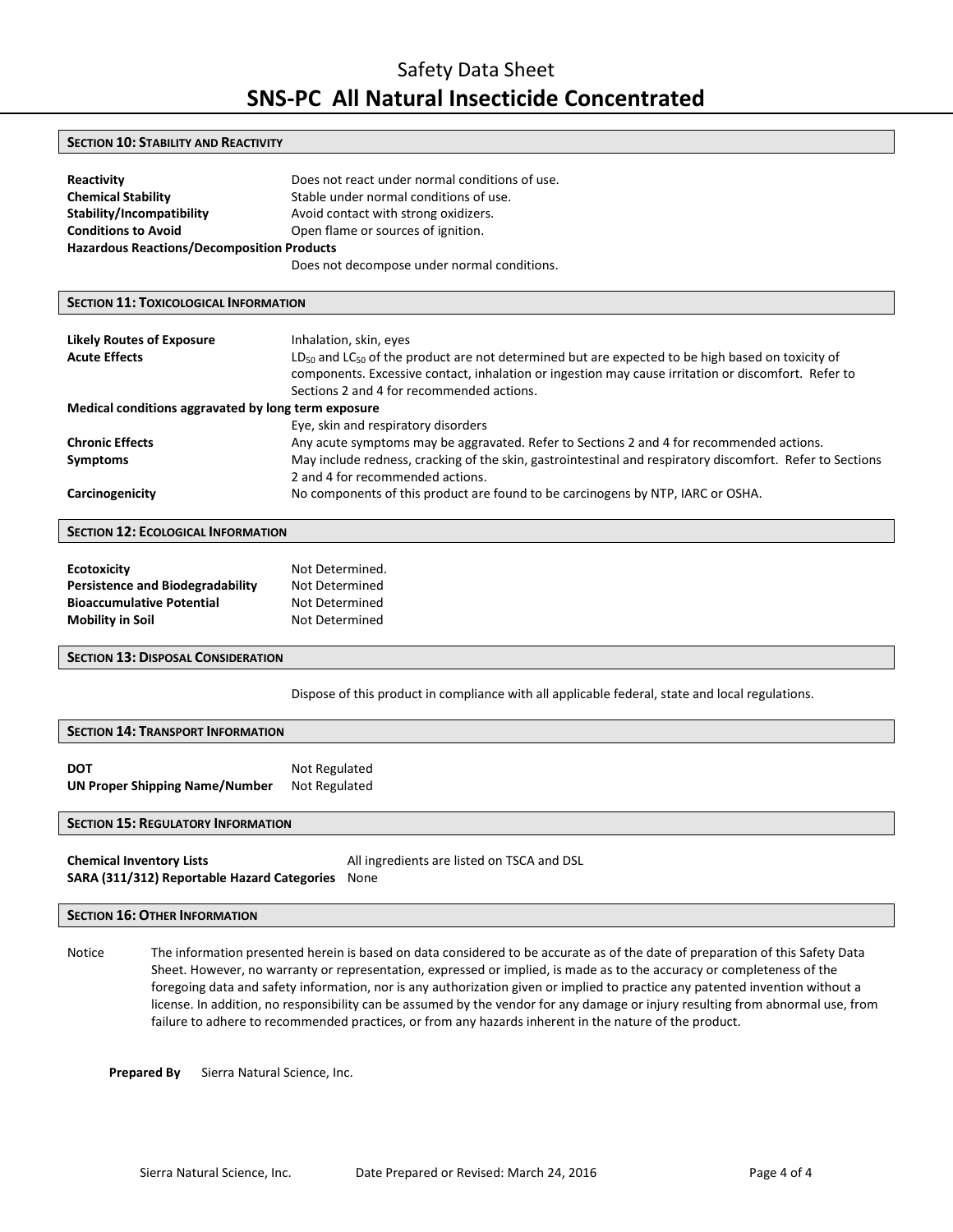## Section 10: Stability and Reactivity

| | |
|---|---|
| **Reactivity** | Does not react under normal conditions of use. |
| **Chemical Stability** | Stable under normal conditions of use. |
| **Stability/Incompatibility** | Avoid contact with strong oxidizers. |
| **Conditions to Avoid** | Open flame or sources of ignition. |
| **Hazardous Reactions/Decomposition Products** | Does not decompose under normal conditions. |

## Section 11: Toxicological Information

| | |
|---|---|
| **Likely Routes of Exposure** | Inhalation, skin, eyes |
| **Acute Effects** | $LD_{50}$ and $LC_{50}$ of the product are not determined but are expected to be high based on toxicity of components. Excessive contact, inhalation or ingestion may cause irritation or discomfort. Refer to Sections 2 and 4 for recommended actions. |
| **Medical conditions aggravated by long term exposure** | Eye, skin and respiratory disorders |
| **Chronic Effects** | Any acute symptoms may be aggravated. Refer to Sections 2 and 4 for recommended actions. |
| **Symptoms** | May include redness, cracking of the skin, gastrointestinal and respiratory discomfort. Refer to Sections 2 and 4 for recommended actions. |
| **Carcinogenicity** | No components of this product are found to be carcinogens by NTP, IARC or OSHA. |

## Section 12: Ecological Information

| | |
|---|---|
| **Ecotoxicity** | Not Determined. |
| **Persistence and Biodegradability** | Not Determined |
| **Bioaccumulative Potential** | Not Determined |
| **Mobility in Soil** | Not Determined |

## Section 13: Disposal Consideration

Dispose of this product in compliance with all applicable federal, state and local regulations.

## Section 14: Transport Information

| | |
|---|---|
| **DOT** | Not Regulated |
| **UN Proper Shipping Name/Number** | Not Regulated |

## Section 15: Regulatory Information

| | |
|---|---|
| **Chemical Inventory Lists** | All ingredients are listed on TSCA and DSL |
| **SARA (311/312) Reportable Hazard Categories** | None |

## Section 16: Other Information

Notice: The information presented herein is based on data considered to be accurate as of the date of preparation of this Safety Data Sheet. However, no warranty or representation, expressed or implied, is made as to the accuracy or completeness of the foregoing data and safety information, nor is any authorization given or implied to practice any patented invention without a license. In addition, no responsibility can be assumed by the vendor for any damage or injury resulting from abnormal use, from failure to adhere to recommended practices, or from any hazards inherent in the nature of the product.

**Prepared By** Sierra Natural Science, Inc.